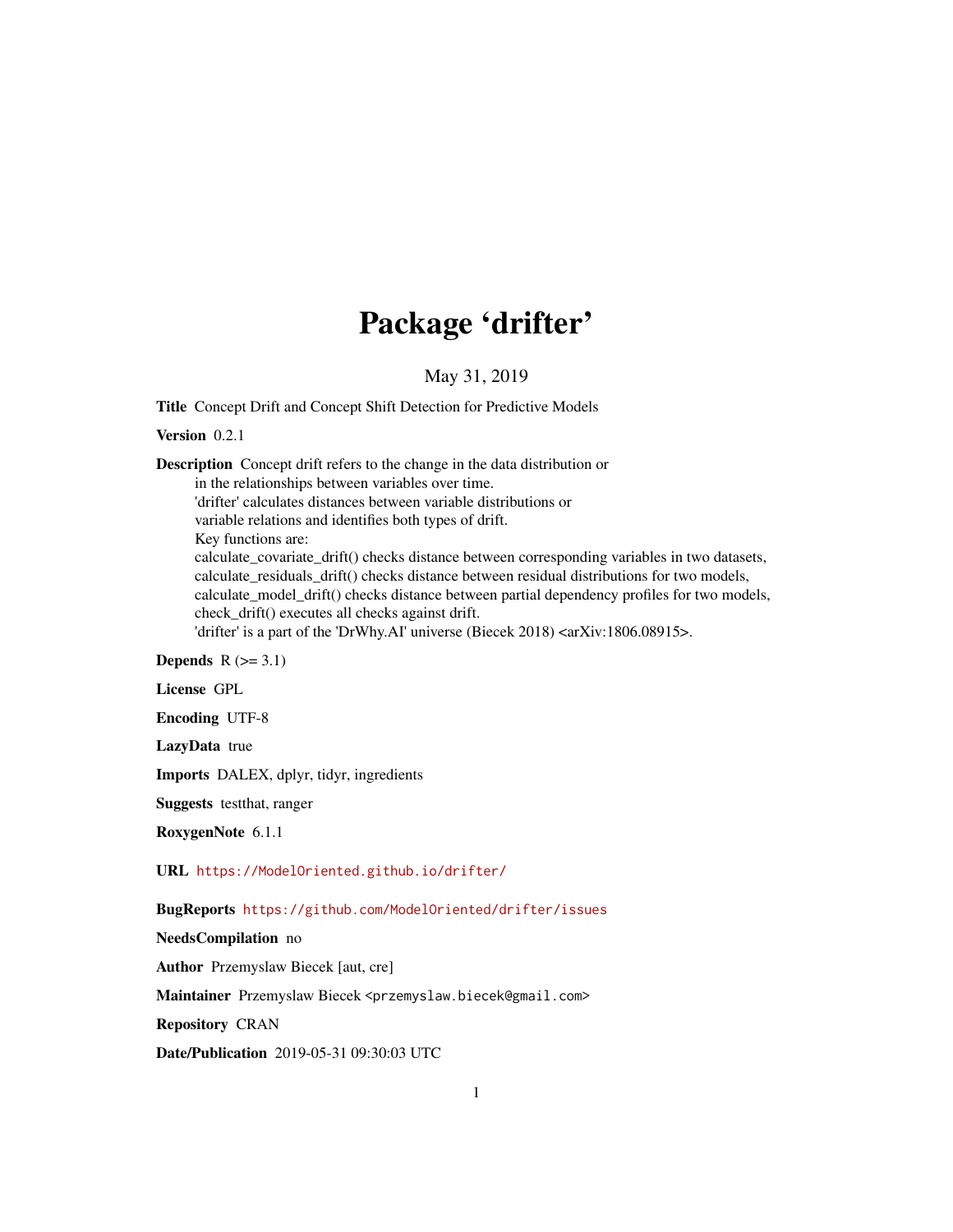# Package 'drifter'

May 31, 2019

**Title** Concept Drift and Concept Shift Detection for Predictive Models

**Version** 0.2.1

**Description** Concept drift refers to the change in the data distribution or in the relationships between variables over time. 'drifter' calculates distances between variable distributions or variable relations and identifies both types of drift. Key functions are: calculate_covariate_drift() checks distance between corresponding variables in two datasets, calculate_residuals_drift() checks distance between residual distributions for two models, calculate_model_drift() checks distance between partial dependency profiles for two models, check_drift() executes all checks against drift. 'drifter' is a part of the 'DrWhy.AI' universe (Biecek 2018) <arXiv:1806.08915>.

**Depends** R (>= 3.1)

**License** GPL

**Encoding** UTF-8

**LazyData** true

**Imports** DALEX, dplyr, tidyr, ingredients

**Suggests** testthat, ranger

**RoxygenNote** 6.1.1

**URL** https://ModelOriented.github.io/drifter/

**BugReports** https://github.com/ModelOriented/drifter/issues

**NeedsCompilation** no

**Author** Przemyslaw Biecek [aut, cre]

**Maintainer** Przemyslaw Biecek <przemyslaw.biecek@gmail.com>

**Repository** CRAN

**Date/Publication** 2019-05-31 09:30:03 UTC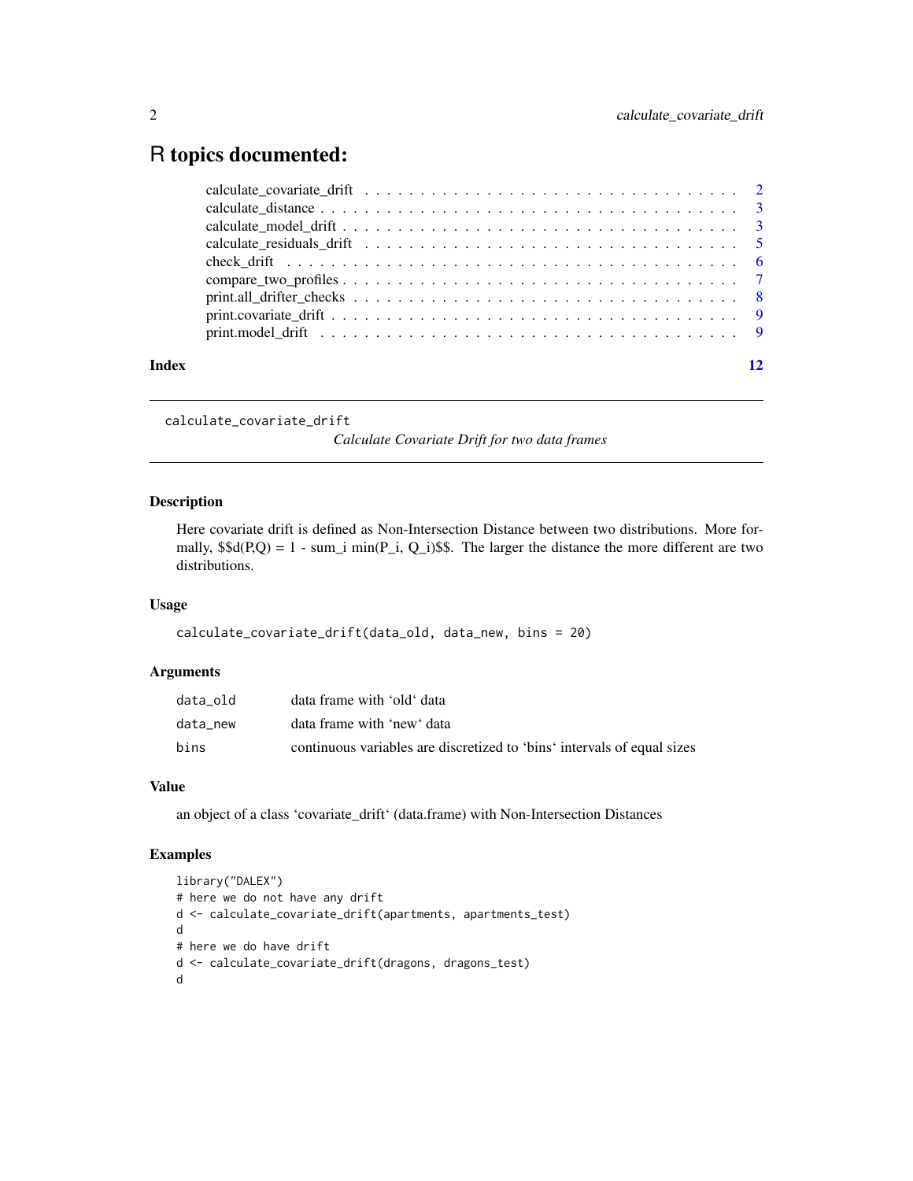# R topics documented:

| | |
|---|---|
| calculate_covariate_drift | 2 |
| calculate_distance | 3 |
| calculate_model_drift | 3 |
| calculate_residuals_drift | 5 |
| check_drift | 6 |
| compare_two_profiles | 7 |
| print.all_drifter_checks | 8 |
| print.covariate_drift | 9 |
| print.model_drift | 9 |
| **Index** | **12** |

---

## calculate_covariate_drift

*Calculate Covariate Drift for two data frames*

### Description

Here covariate drift is defined as Non-Intersection Distance between two distributions. More formally, $$d(P,Q) = 1 - sum_i min(P_i, Q_i)$$. The larger the distance the more different are two distributions.

### Usage

```
calculate_covariate_drift(data_old, data_new, bins = 20)
```

### Arguments

| | |
|---|---|
| data_old | data frame with 'old' data |
| data_new | data frame with 'new' data |
| bins | continuous variables are discretized to 'bins' intervals of equal sizes |

### Value

an object of a class 'covariate_drift' (data.frame) with Non-Intersection Distances

### Examples

```
library("DALEX")
# here we do not have any drift
d <- calculate_covariate_drift(apartments, apartments_test)
d
# here we do have drift
d <- calculate_covariate_drift(dragons, dragons_test)
d
```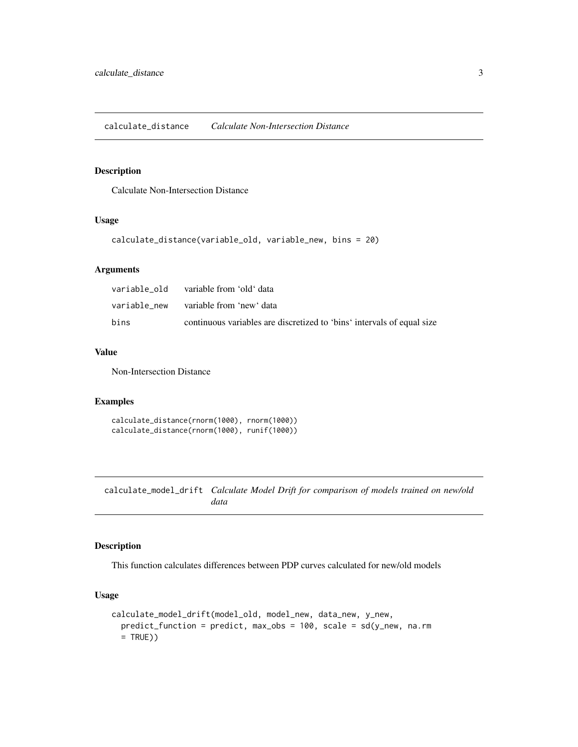## calculate_distance *Calculate Non-Intersection Distance*

### Description

Calculate Non-Intersection Distance

### Usage

```
calculate_distance(variable_old, variable_new, bins = 20)
```

### Arguments

| | |
|---|---|
| variable_old | variable from 'old' data |
| variable_new | variable from 'new' data |
| bins | continuous variables are discretized to 'bins' intervals of equal size |

### Value

Non-Intersection Distance

### Examples

```
calculate_distance(rnorm(1000), rnorm(1000))
calculate_distance(rnorm(1000), runif(1000))
```

## calculate_model_drift *Calculate Model Drift for comparison of models trained on new/old data*

### Description

This function calculates differences between PDP curves calculated for new/old models

### Usage

```
calculate_model_drift(model_old, model_new, data_new, y_new,
  predict_function = predict, max_obs = 100, scale = sd(y_new, na.rm
  = TRUE))
```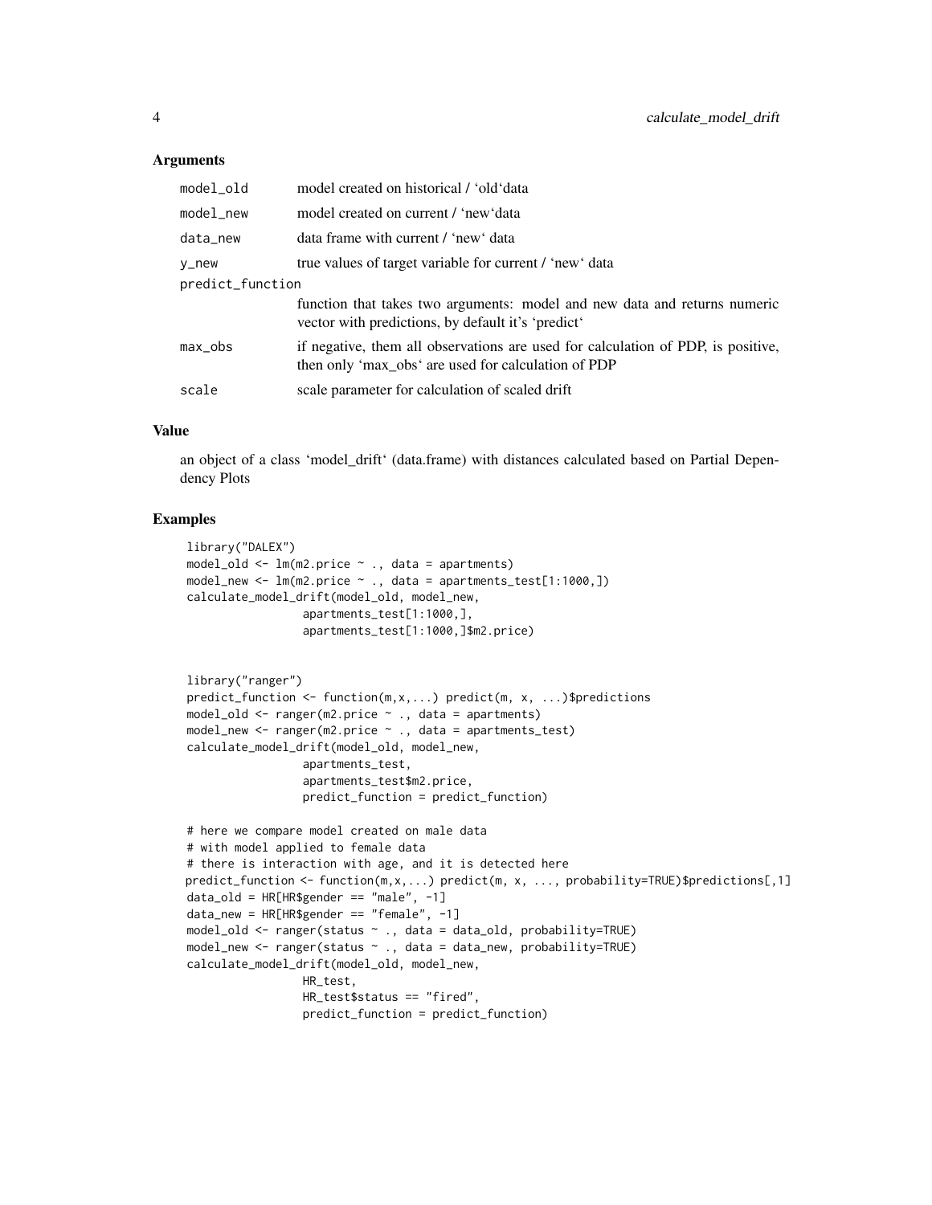### Arguments

| | |
|---|---|
| model_old | model created on historical / 'old'data |
| model_new | model created on current / 'new'data |
| data_new | data frame with current / 'new' data |
| y_new | true values of target variable for current / 'new' data |
| predict_function | function that takes two arguments: model and new data and returns numeric vector with predictions, by default it's 'predict' |
| max_obs | if negative, them all observations are used for calculation of PDP, is positive, then only 'max_obs' are used for calculation of PDP |
| scale | scale parameter for calculation of scaled drift |

### Value

an object of a class 'model_drift' (data.frame) with distances calculated based on Partial Dependency Plots

### Examples

```
library("DALEX")
model_old <- lm(m2.price ~ ., data = apartments)
model_new <- lm(m2.price ~ ., data = apartments_test[1:1000,])
calculate_model_drift(model_old, model_new,
                 apartments_test[1:1000,],
                 apartments_test[1:1000,]$m2.price)


library("ranger")
predict_function <- function(m,x,...) predict(m, x, ...)$predictions
model_old <- ranger(m2.price ~ ., data = apartments)
model_new <- ranger(m2.price ~ ., data = apartments_test)
calculate_model_drift(model_old, model_new,
                 apartments_test,
                 apartments_test$m2.price,
                 predict_function = predict_function)

# here we compare model created on male data
# with model applied to female data
# there is interaction with age, and it is detected here
predict_function <- function(m,x,...) predict(m, x, ..., probability=TRUE)$predictions[,1]
data_old = HR[HR$gender == "male", -1]
data_new = HR[HR$gender == "female", -1]
model_old <- ranger(status ~ ., data = data_old, probability=TRUE)
model_new <- ranger(status ~ ., data = data_new, probability=TRUE)
calculate_model_drift(model_old, model_new,
                 HR_test,
                 HR_test$status == "fired",
                 predict_function = predict_function)
```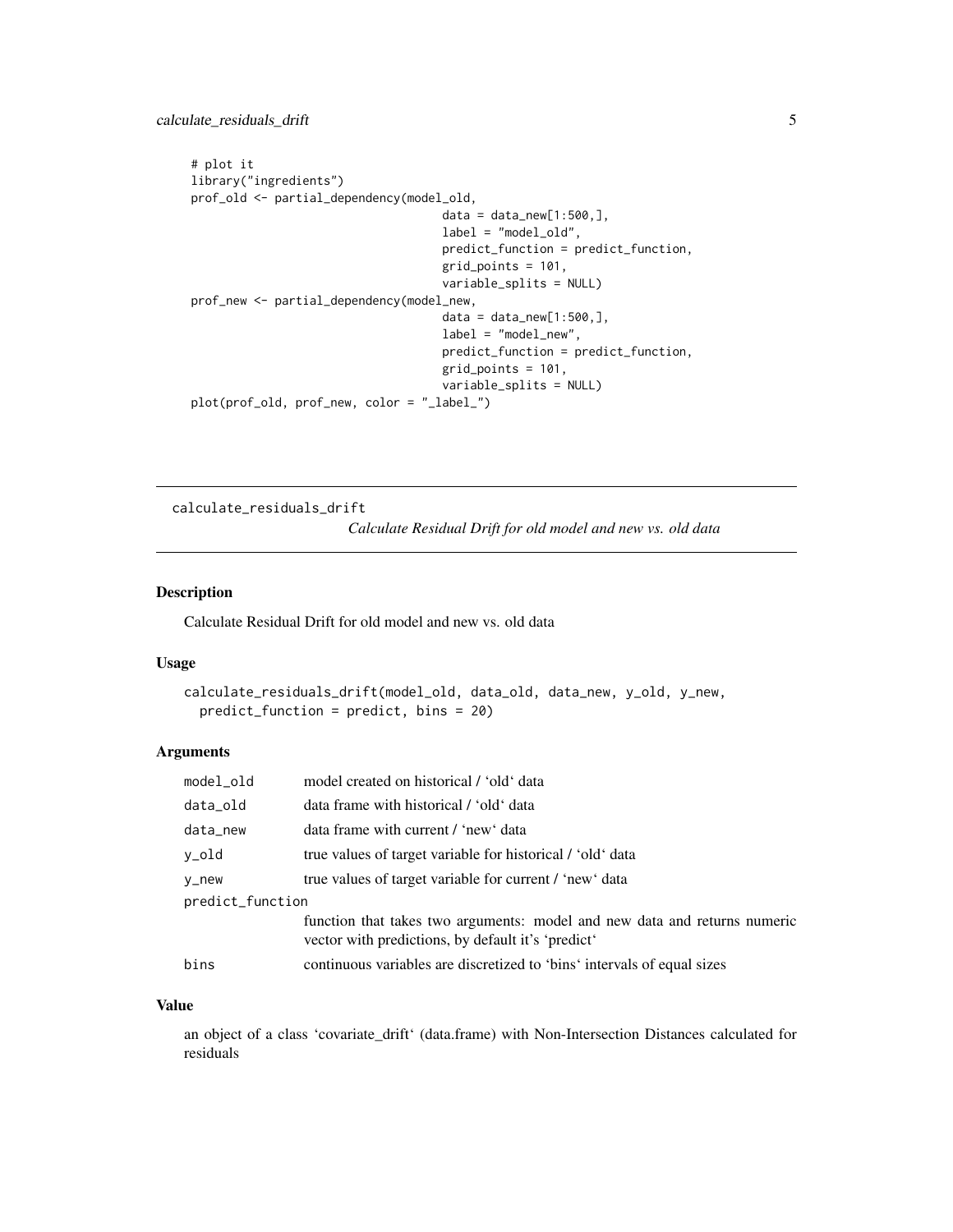```
# plot it
library("ingredients")
prof_old <- partial_dependency(model_old,
                               data = data_new[1:500,],
                               label = "model_old",
                               predict_function = predict_function,
                               grid_points = 101,
                               variable_splits = NULL)
prof_new <- partial_dependency(model_new,
                               data = data_new[1:500,],
                               label = "model_new",
                               predict_function = predict_function,
                               grid_points = 101,
                               variable_splits = NULL)
plot(prof_old, prof_new, color = "_label_")
```

---

## calculate_residuals_drift

*Calculate Residual Drift for old model and new vs. old data*

---

### Description

Calculate Residual Drift for old model and new vs. old data

### Usage

```
calculate_residuals_drift(model_old, data_old, data_new, y_old, y_new,
  predict_function = predict, bins = 20)
```

### Arguments

| | |
|---|---|
| `model_old` | model created on historical / 'old' data |
| `data_old` | data frame with historical / 'old' data |
| `data_new` | data frame with current / 'new' data |
| `y_old` | true values of target variable for historical / 'old' data |
| `y_new` | true values of target variable for current / 'new' data |
| `predict_function` | function that takes two arguments: model and new data and returns numeric vector with predictions, by default it's 'predict' |
| `bins` | continuous variables are discretized to 'bins' intervals of equal sizes |

### Value

an object of a class 'covariate_drift' (data.frame) with Non-Intersection Distances calculated for residuals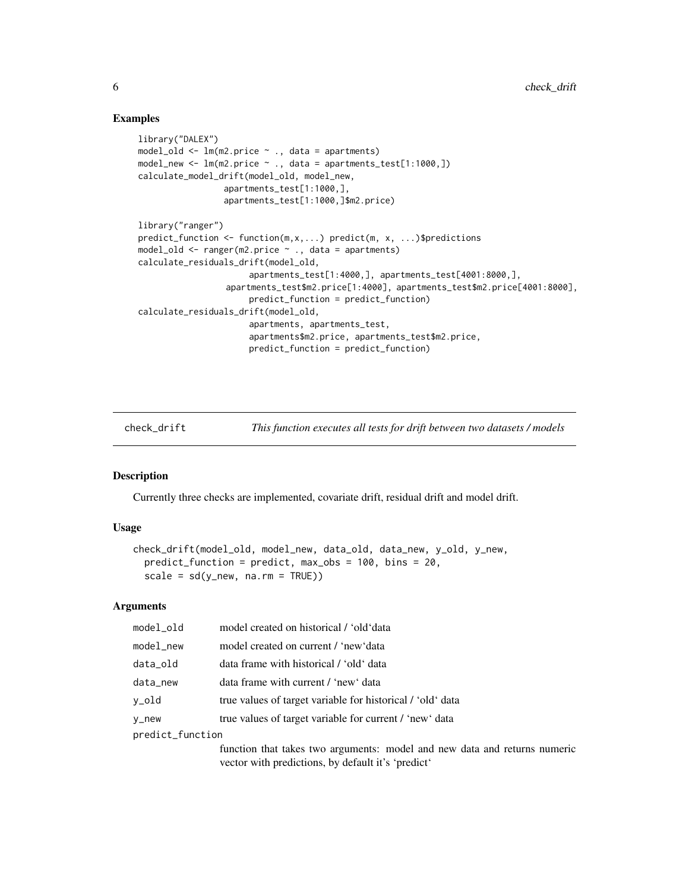## Examples

```
library("DALEX")
model_old <- lm(m2.price ~ ., data = apartments)
model_new <- lm(m2.price ~ ., data = apartments_test[1:1000,])
calculate_model_drift(model_old, model_new,
                 apartments_test[1:1000,],
                 apartments_test[1:1000,]$m2.price)

library("ranger")
predict_function <- function(m,x,...) predict(m, x, ...)$predictions
model_old <- ranger(m2.price ~ ., data = apartments)
calculate_residuals_drift(model_old,
                      apartments_test[1:4000,], apartments_test[4001:8000,],
                 apartments_test$m2.price[1:4000], apartments_test$m2.price[4001:8000],
                      predict_function = predict_function)
calculate_residuals_drift(model_old,
                      apartments, apartments_test,
                      apartments$m2.price, apartments_test$m2.price,
                      predict_function = predict_function)
```

---

# check_drift — *This function executes all tests for drift between two datasets / models*

## Description

Currently three checks are implemented, covariate drift, residual drift and model drift.

## Usage

```
check_drift(model_old, model_new, data_old, data_new, y_old, y_new,
  predict_function = predict, max_obs = 100, bins = 20,
  scale = sd(y_new, na.rm = TRUE))
```

## Arguments

| | |
|---|---|
| model_old | model created on historical / 'old'data |
| model_new | model created on current / 'new'data |
| data_old | data frame with historical / 'old' data |
| data_new | data frame with current / 'new' data |
| y_old | true values of target variable for historical / 'old' data |
| y_new | true values of target variable for current / 'new' data |
| predict_function | function that takes two arguments: model and new data and returns numeric vector with predictions, by default it's 'predict' |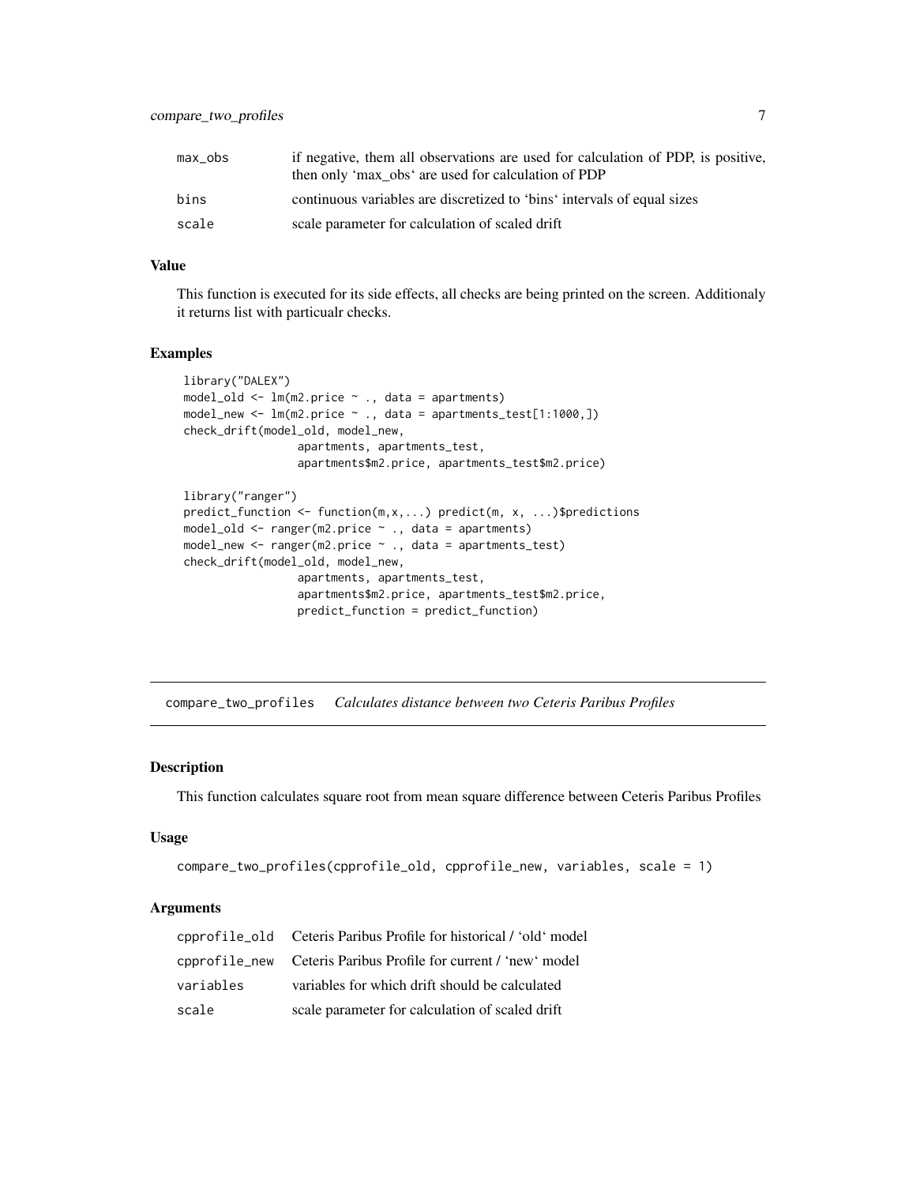| | |
|---|---|
| max_obs | if negative, them all observations are used for calculation of PDP, is positive, then only 'max_obs' are used for calculation of PDP |
| bins | continuous variables are discretized to 'bins' intervals of equal sizes |
| scale | scale parameter for calculation of scaled drift |

### Value

This function is executed for its side effects, all checks are being printed on the screen. Additionaly it returns list with particualr checks.

### Examples

```
library("DALEX")
model_old <- lm(m2.price ~ ., data = apartments)
model_new <- lm(m2.price ~ ., data = apartments_test[1:1000,])
check_drift(model_old, model_new,
                 apartments, apartments_test,
                 apartments$m2.price, apartments_test$m2.price)

library("ranger")
predict_function <- function(m,x,...) predict(m, x, ...)$predictions
model_old <- ranger(m2.price ~ ., data = apartments)
model_new <- ranger(m2.price ~ ., data = apartments_test)
check_drift(model_old, model_new,
                 apartments, apartments_test,
                 apartments$m2.price, apartments_test$m2.price,
                 predict_function = predict_function)
```

---

## compare_two_profiles *Calculates distance between two Ceteris Paribus Profiles*

### Description

This function calculates square root from mean square difference between Ceteris Paribus Profiles

### Usage

```
compare_two_profiles(cpprofile_old, cpprofile_new, variables, scale = 1)
```

### Arguments

| | |
|---|---|
| cpprofile_old | Ceteris Paribus Profile for historical / 'old' model |
| cpprofile_new | Ceteris Paribus Profile for current / 'new' model |
| variables | variables for which drift should be calculated |
| scale | scale parameter for calculation of scaled drift |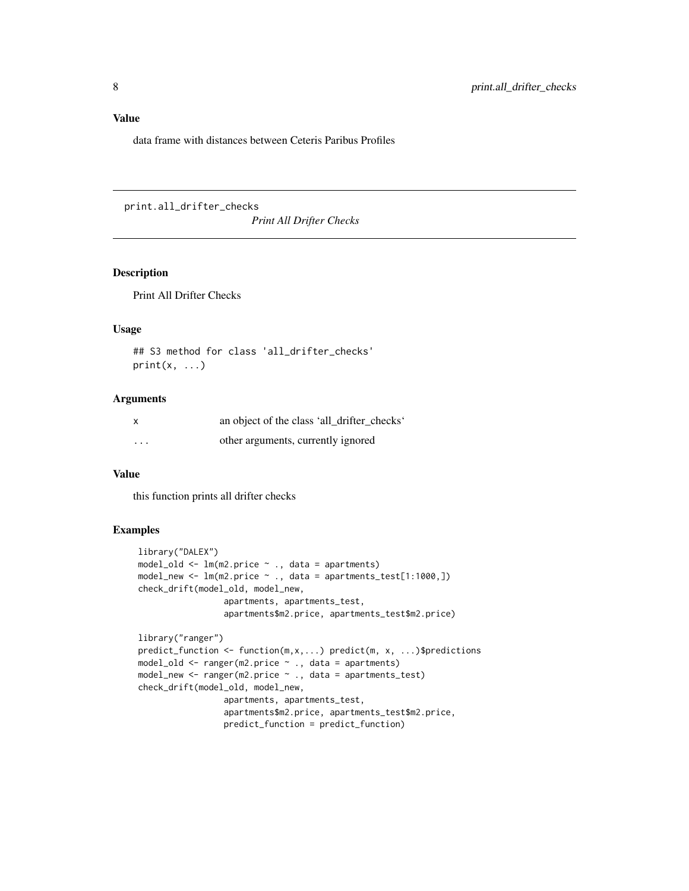### Value

data frame with distances between Ceteris Paribus Profiles

---

## print.all_drifter_checks

*Print All Drifter Checks*

---

### Description

Print All Drifter Checks

### Usage

```
## S3 method for class 'all_drifter_checks'
print(x, ...)
```

### Arguments

| | |
|---|---|
| x | an object of the class 'all_drifter_checks' |
| ... | other arguments, currently ignored |

### Value

this function prints all drifter checks

### Examples

```
library("DALEX")
model_old <- lm(m2.price ~ ., data = apartments)
model_new <- lm(m2.price ~ ., data = apartments_test[1:1000,])
check_drift(model_old, model_new,
                 apartments, apartments_test,
                 apartments$m2.price, apartments_test$m2.price)

library("ranger")
predict_function <- function(m,x,...) predict(m, x, ...)$predictions
model_old <- ranger(m2.price ~ ., data = apartments)
model_new <- ranger(m2.price ~ ., data = apartments_test)
check_drift(model_old, model_new,
                 apartments, apartments_test,
                 apartments$m2.price, apartments_test$m2.price,
                 predict_function = predict_function)
```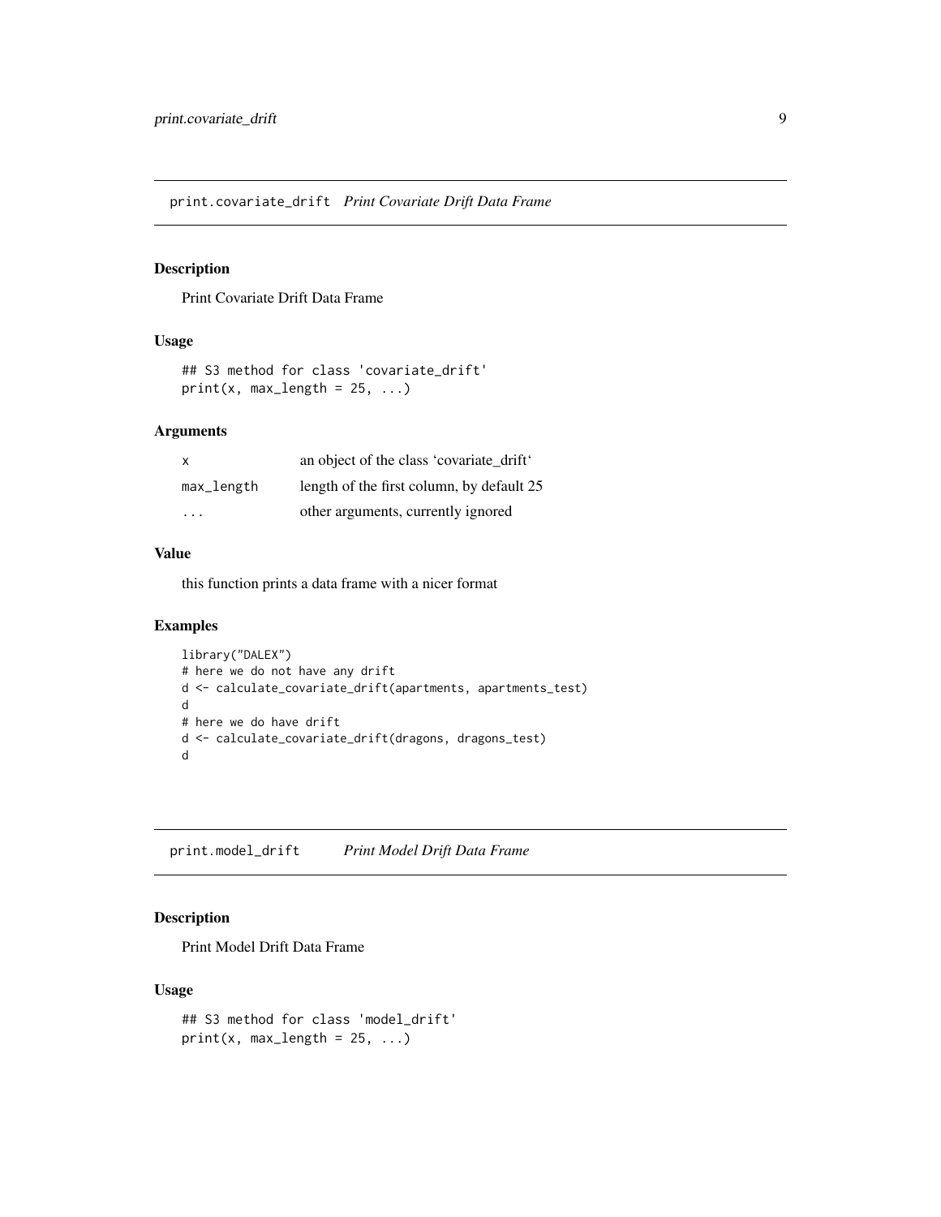## print.covariate_drift *Print Covariate Drift Data Frame*

### Description

Print Covariate Drift Data Frame

### Usage

```
## S3 method for class 'covariate_drift'
print(x, max_length = 25, ...)
```

### Arguments

| | |
|---|---|
| x | an object of the class 'covariate_drift' |
| max_length | length of the first column, by default 25 |
| ... | other arguments, currently ignored |

### Value

this function prints a data frame with a nicer format

### Examples

```
library("DALEX")
# here we do not have any drift
d <- calculate_covariate_drift(apartments, apartments_test)
d
# here we do have drift
d <- calculate_covariate_drift(dragons, dragons_test)
d
```

## print.model_drift *Print Model Drift Data Frame*

### Description

Print Model Drift Data Frame

### Usage

```
## S3 method for class 'model_drift'
print(x, max_length = 25, ...)
```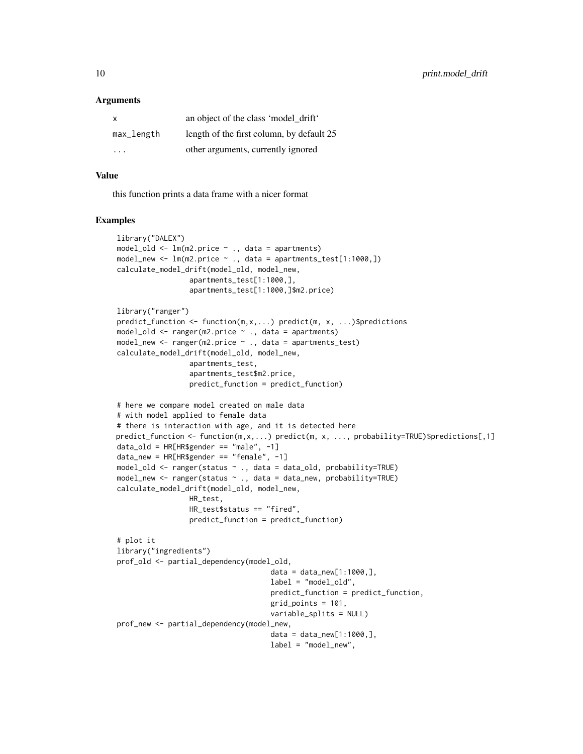### Arguments

| | |
|---|---|
| x | an object of the class 'model_drift' |
| max_length | length of the first column, by default 25 |
| ... | other arguments, currently ignored |

### Value

this function prints a data frame with a nicer format

### Examples

```
library("DALEX")
model_old <- lm(m2.price ~ ., data = apartments)
model_new <- lm(m2.price ~ ., data = apartments_test[1:1000,])
calculate_model_drift(model_old, model_new,
                 apartments_test[1:1000,],
                 apartments_test[1:1000,]$m2.price)

library("ranger")
predict_function <- function(m,x,...) predict(m, x, ...)$predictions
model_old <- ranger(m2.price ~ ., data = apartments)
model_new <- ranger(m2.price ~ ., data = apartments_test)
calculate_model_drift(model_old, model_new,
                 apartments_test,
                 apartments_test$m2.price,
                 predict_function = predict_function)

# here we compare model created on male data
# with model applied to female data
# there is interaction with age, and it is detected here
predict_function <- function(m,x,...) predict(m, x, ..., probability=TRUE)$predictions[,1]
data_old = HR[HR$gender == "male", -1]
data_new = HR[HR$gender == "female", -1]
model_old <- ranger(status ~ ., data = data_old, probability=TRUE)
model_new <- ranger(status ~ ., data = data_new, probability=TRUE)
calculate_model_drift(model_old, model_new,
                 HR_test,
                 HR_test$status == "fired",
                 predict_function = predict_function)

# plot it
library("ingredients")
prof_old <- partial_dependency(model_old,
                                    data = data_new[1:1000,],
                                    label = "model_old",
                                    predict_function = predict_function,
                                    grid_points = 101,
                                    variable_splits = NULL)
prof_new <- partial_dependency(model_new,
                                    data = data_new[1:1000,],
                                    label = "model_new",
```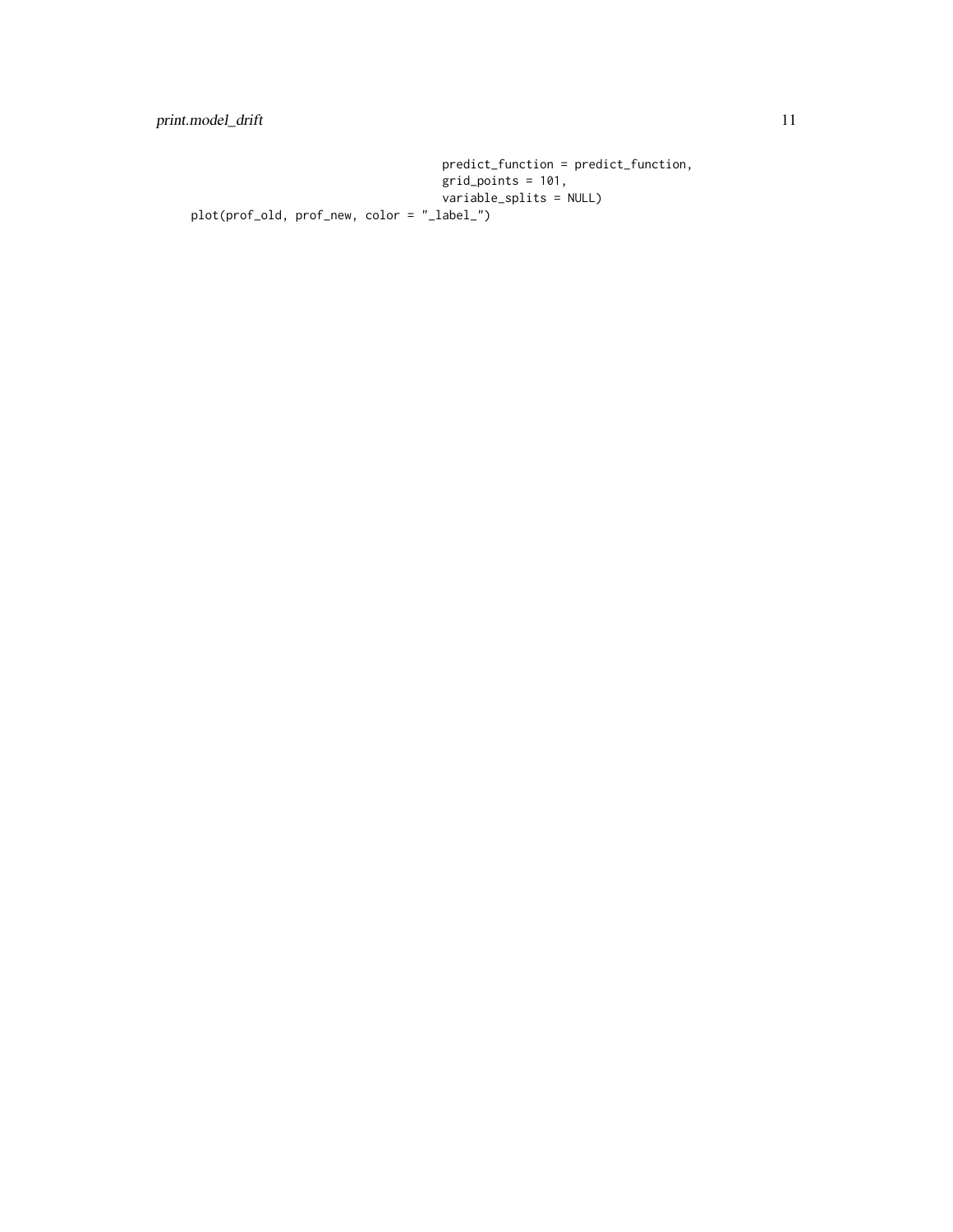```
                                          predict_function = predict_function,
                                          grid_points = 101,
                                          variable_splits = NULL)
plot(prof_old, prof_new, color = "_label_")
```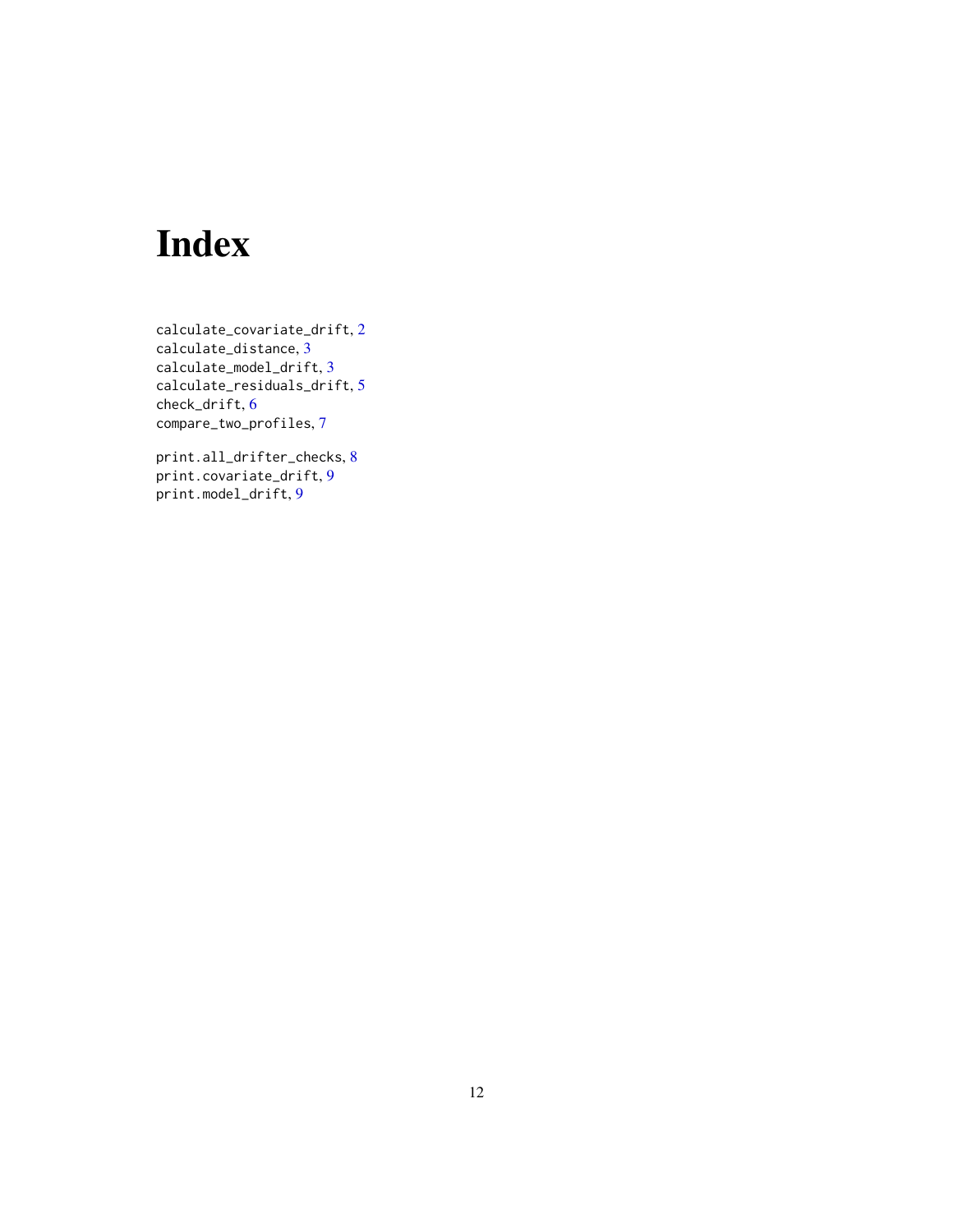# Index

calculate_covariate_drift, 2
calculate_distance, 3
calculate_model_drift, 3
calculate_residuals_drift, 5
check_drift, 6
compare_two_profiles, 7

print.all_drifter_checks, 8
print.covariate_drift, 9
print.model_drift, 9